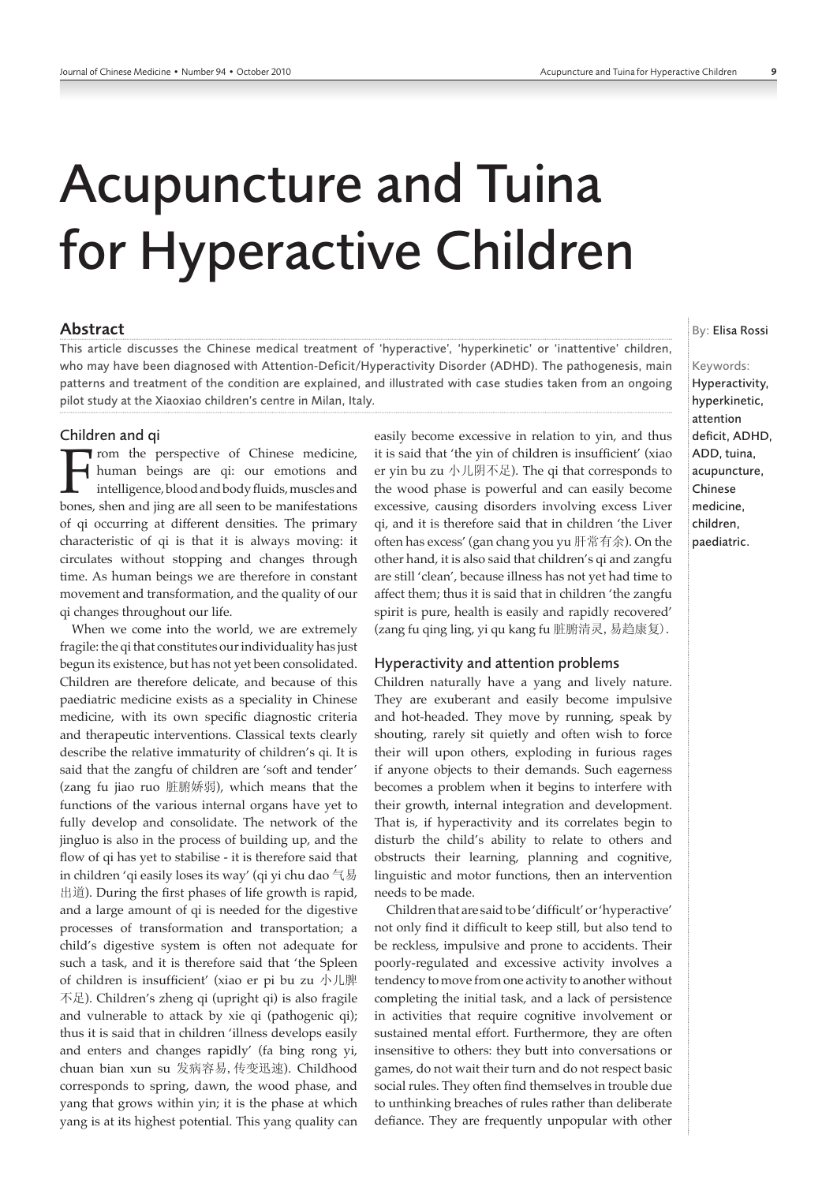# Acupuncture and Tuina for Hyperactive Children

By: Elisa Rossi

Keywords: Hyperactivity, hyperkinetic, attention deficit, ADHD, ADD, tuina, acupuncture, Chinese medicine, children, paediatric.

## Abstract

This article discusses the Chinese medical treatment of 'hyperactive', 'hyperkinetic' or 'inattentive' children, who may have been diagnosed with Attention-Deficit/Hyperactivity Disorder (ADHD). The pathogenesis, main patterns and treatment of the condition are explained, and illustrated with case studies taken from an ongoing pilot study at the Xiaoxiao children's centre in Milan, Italy.

### Children and qi

From the perspective of Chinese medicine, human beings are qi: our emotions and intelligence, blood and body fluids, muscles and bones, shen and jing are all seen to be manifestations of qi occurring at different densities. The primary characteristic of qi is that it is always moving: it circulates without stopping and changes through time. As human beings we are therefore in constant movement and transformation, and the quality of our qi changes throughout our life.

When we come into the world, we are extremely fragile: the qi that constitutes our individuality has just begun its existence, but has not yet been consolidated. Children are therefore delicate, and because of this paediatric medicine exists as a speciality in Chinese medicine, with its own specific diagnostic criteria and therapeutic interventions. Classical texts clearly describe the relative immaturity of children's qi. It is said that the zangfu of children are 'soft and tender' (zang fu jiao ruo 脏腑娇弱), which means that the functions of the various internal organs have yet to fully develop and consolidate. The network of the jingluo is also in the process of building up, and the flow of qi has yet to stabilise - it is therefore said that in children 'qi easily loses its way' (qi yi chu dao 气易出道). During the first phases of life growth is rapid, and a large amount of qi is needed for the digestive processes of transformation and transportation; a child's digestive system is often not adequate for such a task, and it is therefore said that 'the Spleen of children is insufficient' (xiao er pi bu zu 小儿脾不足). Children's zheng qi (upright qi) is also fragile and vulnerable to attack by xie qi (pathogenic qi); thus it is said that in children 'illness develops easily and enters and changes rapidly' (fa bing rong yi, chuan bian xun su 发病容易, 传变迅速). Childhood corresponds to spring, dawn, the wood phase, and yang that grows within yin; it is the phase at which yang is at its highest potential. This yang quality can easily become excessive in relation to yin, and thus it is said that 'the yin of children is insufficient' (xiao er yin bu zu 小儿阴不足). The qi that corresponds to the wood phase is powerful and can easily become excessive, causing disorders involving excess Liver qi, and it is therefore said that in children 'the Liver often has excess' (gan chang you yu 肝常有余). On the other hand, it is also said that children's qi and zangfu are still 'clean', because illness has not yet had time to affect them; thus it is said that in children 'the zangfu spirit is pure, health is easily and rapidly recovered' (zang fu qing ling, yi qu kang fu 脏腑清灵, 易趋康复).

### Hyperactivity and attention problems

Children naturally have a yang and lively nature. They are exuberant and easily become impulsive and hot-headed. They move by running, speak by shouting, rarely sit quietly and often wish to force their will upon others, exploding in furious rages if anyone objects to their demands. Such eagerness becomes a problem when it begins to interfere with their growth, internal integration and development. That is, if hyperactivity and its correlates begin to disturb the child's ability to relate to others and obstructs their learning, planning and cognitive, linguistic and motor functions, then an intervention needs to be made.

Children that are said to be 'difficult' or 'hyperactive' not only find it difficult to keep still, but also tend to be reckless, impulsive and prone to accidents. Their poorly-regulated and excessive activity involves a tendency to move from one activity to another without completing the initial task, and a lack of persistence in activities that require cognitive involvement or sustained mental effort. Furthermore, they are often insensitive to others: they butt into conversations or games, do not wait their turn and do not respect basic social rules. They often find themselves in trouble due to unthinking breaches of rules rather than deliberate defiance. They are frequently unpopular with other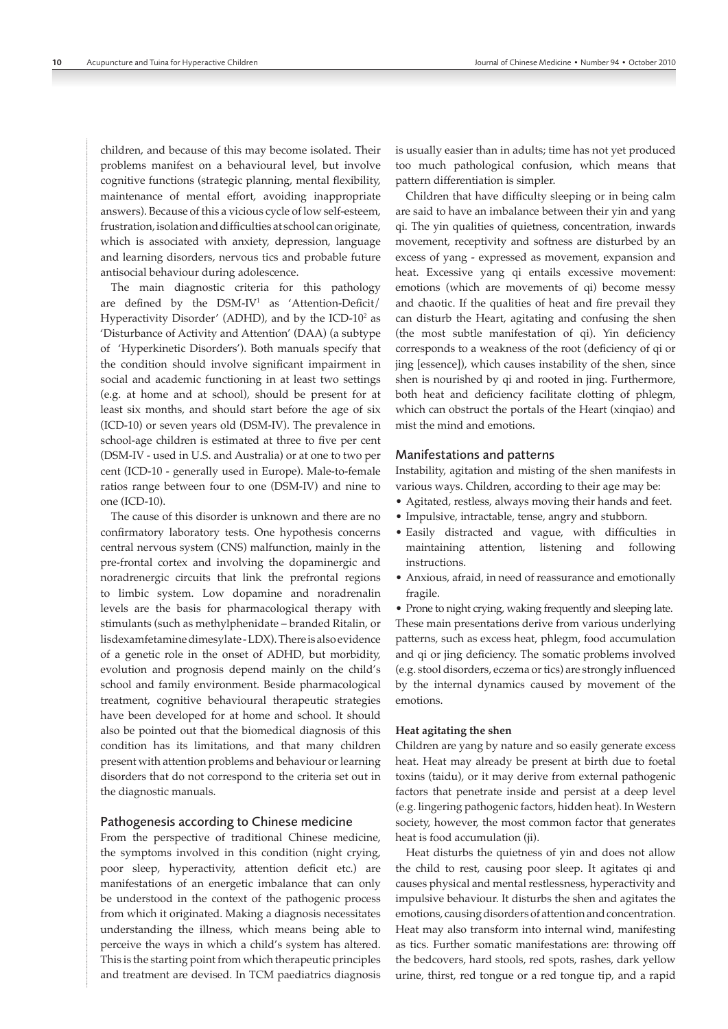children, and because of this may become isolated. Their problems manifest on a behavioural level, but involve cognitive functions (strategic planning, mental flexibility, maintenance of mental effort, avoiding inappropriate answers). Because of this a vicious cycle of low self-esteem, frustration, isolation and difficulties at school can originate, which is associated with anxiety, depression, language and learning disorders, nervous tics and probable future antisocial behaviour during adolescence.

The main diagnostic criteria for this pathology are defined by the DSM-IV[1] as 'Attention-Deficit/ Hyperactivity Disorder' (ADHD), and by the ICD-10[2] as 'Disturbance of Activity and Attention' (DAA) (a subtype of 'Hyperkinetic Disorders'). Both manuals specify that the condition should involve significant impairment in social and academic functioning in at least two settings (e.g. at home and at school), should be present for at least six months, and should start before the age of six (ICD-10) or seven years old (DSM-IV). The prevalence in school-age children is estimated at three to five per cent (DSM-IV - used in U.S. and Australia) or at one to two per cent (ICD-10 - generally used in Europe). Male-to-female ratios range between four to one (DSM-IV) and nine to one (ICD-10).

The cause of this disorder is unknown and there are no confirmatory laboratory tests. One hypothesis concerns central nervous system (CNS) malfunction, mainly in the pre-frontal cortex and involving the dopaminergic and noradrenergic circuits that link the prefrontal regions to limbic system. Low dopamine and noradrenalin levels are the basis for pharmacological therapy with stimulants (such as methylphenidate – branded Ritalin, or lisdexamfetamine dimesylate - LDX). There is also evidence of a genetic role in the onset of ADHD, but morbidity, evolution and prognosis depend mainly on the child's school and family environment. Beside pharmacological treatment, cognitive behavioural therapeutic strategies have been developed for at home and school. It should also be pointed out that the biomedical diagnosis of this condition has its limitations, and that many children present with attention problems and behaviour or learning disorders that do not correspond to the criteria set out in the diagnostic manuals.

## Pathogenesis according to Chinese medicine

From the perspective of traditional Chinese medicine, the symptoms involved in this condition (night crying, poor sleep, hyperactivity, attention deficit etc.) are manifestations of an energetic imbalance that can only be understood in the context of the pathogenic process from which it originated. Making a diagnosis necessitates understanding the illness, which means being able to perceive the ways in which a child's system has altered. This is the starting point from which therapeutic principles and treatment are devised. In TCM paediatrics diagnosis is usually easier than in adults; time has not yet produced too much pathological confusion, which means that pattern differentiation is simpler.

Children that have difficulty sleeping or in being calm are said to have an imbalance between their yin and yang qi. The yin qualities of quietness, concentration, inwards movement, receptivity and softness are disturbed by an excess of yang - expressed as movement, expansion and heat. Excessive yang qi entails excessive movement: emotions (which are movements of qi) become messy and chaotic. If the qualities of heat and fire prevail they can disturb the Heart, agitating and confusing the shen (the most subtle manifestation of qi). Yin deficiency corresponds to a weakness of the root (deficiency of qi or jing [essence]), which causes instability of the shen, since shen is nourished by qi and rooted in jing. Furthermore, both heat and deficiency facilitate clotting of phlegm, which can obstruct the portals of the Heart (xinqiao) and mist the mind and emotions.

## Manifestations and patterns

Instability, agitation and misting of the shen manifests in various ways. Children, according to their age may be:

- Agitated, restless, always moving their hands and feet.
- Impulsive, intractable, tense, angry and stubborn.
- Easily distracted and vague, with difficulties in maintaining attention, listening and following instructions.
- Anxious, afraid, in need of reassurance and emotionally fragile.
- Prone to night crying, waking frequently and sleeping late.

These main presentations derive from various underlying patterns, such as excess heat, phlegm, food accumulation and qi or jing deficiency. The somatic problems involved (e.g. stool disorders, eczema or tics) are strongly influenced by the internal dynamics caused by movement of the emotions.

### Heat agitating the shen

Children are yang by nature and so easily generate excess heat. Heat may already be present at birth due to foetal toxins (taidu), or it may derive from external pathogenic factors that penetrate inside and persist at a deep level (e.g. lingering pathogenic factors, hidden heat). In Western society, however, the most common factor that generates heat is food accumulation (ji).

Heat disturbs the quietness of yin and does not allow the child to rest, causing poor sleep. It agitates qi and causes physical and mental restlessness, hyperactivity and impulsive behaviour. It disturbs the shen and agitates the emotions, causing disorders of attention and concentration. Heat may also transform into internal wind, manifesting as tics. Further somatic manifestations are: throwing off the bedcovers, hard stools, red spots, rashes, dark yellow urine, thirst, red tongue or a red tongue tip, and a rapid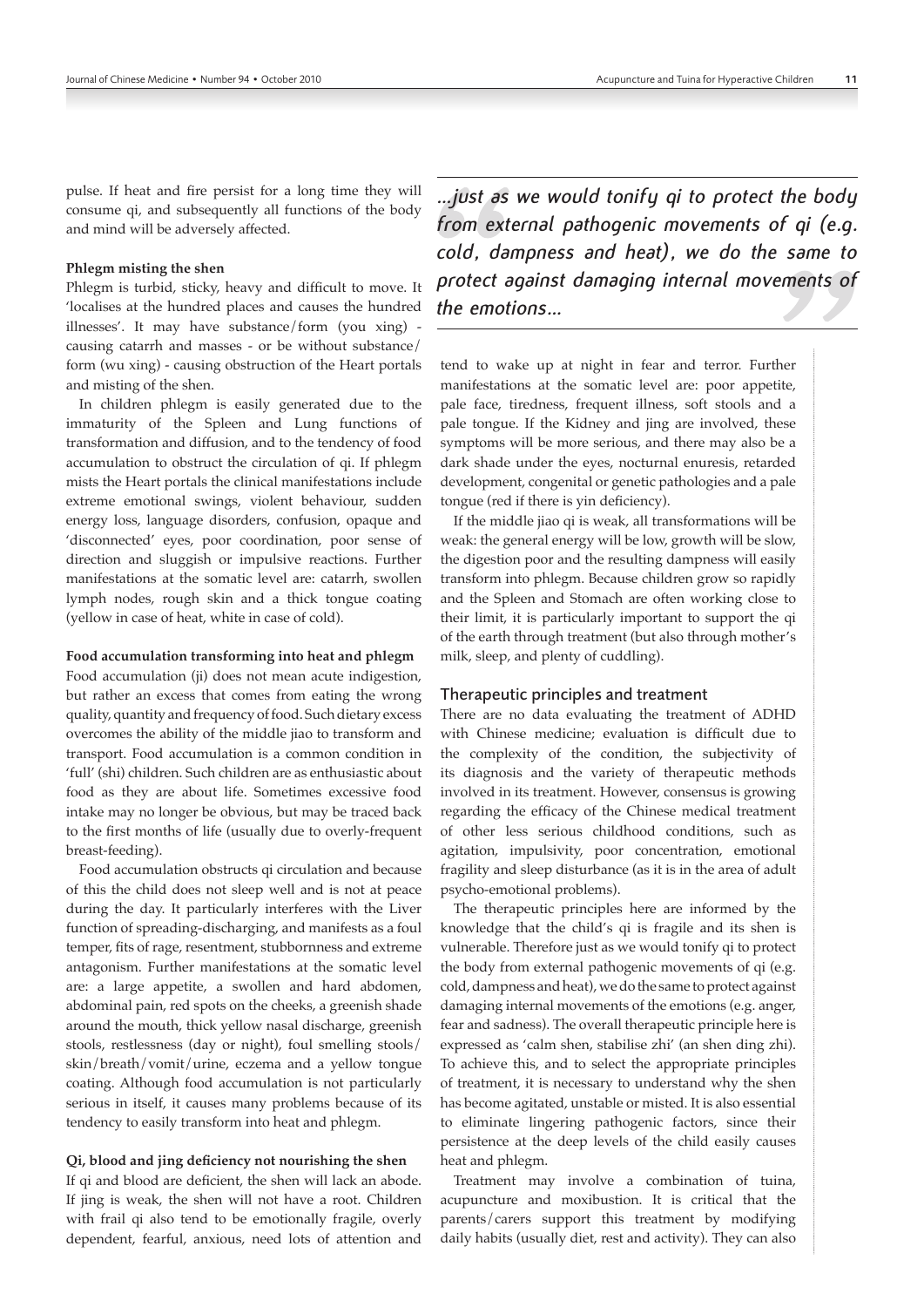pulse. If heat and fire persist for a long time they will consume qi, and subsequently all functions of the body and mind will be adversely affected.

**Phlegm misting the shen**

Phlegm is turbid, sticky, heavy and difficult to move. It 'localises at the hundred places and causes the hundred illnesses'. It may have substance/form (you xing) - causing catarrh and masses - or be without substance/form (wu xing) - causing obstruction of the Heart portals and misting of the shen.

In children phlegm is easily generated due to the immaturity of the Spleen and Lung functions of transformation and diffusion, and to the tendency of food accumulation to obstruct the circulation of qi. If phlegm mists the Heart portals the clinical manifestations include extreme emotional swings, violent behaviour, sudden energy loss, language disorders, confusion, opaque and 'disconnected' eyes, poor coordination, poor sense of direction and sluggish or impulsive reactions. Further manifestations at the somatic level are: catarrh, swollen lymph nodes, rough skin and a thick tongue coating (yellow in case of heat, white in case of cold).

**Food accumulation transforming into heat and phlegm**

Food accumulation (ji) does not mean acute indigestion, but rather an excess that comes from eating the wrong quality, quantity and frequency of food. Such dietary excess overcomes the ability of the middle jiao to transform and transport. Food accumulation is a common condition in 'full' (shi) children. Such children are as enthusiastic about food as they are about life. Sometimes excessive food intake may no longer be obvious, but may be traced back to the first months of life (usually due to overly-frequent breast-feeding).

Food accumulation obstructs qi circulation and because of this the child does not sleep well and is not at peace during the day. It particularly interferes with the Liver function of spreading-discharging, and manifests as a foul temper, fits of rage, resentment, stubbornness and extreme antagonism. Further manifestations at the somatic level are: a large appetite, a swollen and hard abdomen, abdominal pain, red spots on the cheeks, a greenish shade around the mouth, thick yellow nasal discharge, greenish stools, restlessness (day or night), foul smelling stools/skin/breath/vomit/urine, eczema and a yellow tongue coating. Although food accumulation is not particularly serious in itself, it causes many problems because of its tendency to easily transform into heat and phlegm.

**Qi, blood and jing deficiency not nourishing the shen**

If qi and blood are deficient, the shen will lack an abode. If jing is weak, the shen will not have a root. Children with frail qi also tend to be emotionally fragile, overly dependent, fearful, anxious, need lots of attention and tend to wake up at night in fear and terror. Further manifestations at the somatic level are: poor appetite, pale face, tiredness, frequent illness, soft stools and a pale tongue. If the Kidney and jing are involved, these symptoms will be more serious, and there may also be a dark shade under the eyes, nocturnal enuresis, retarded development, congenital or genetic pathologies and a pale tongue (red if there is yin deficiency).

If the middle jiao qi is weak, all transformations will be weak: the general energy will be low, growth will be slow, the digestion poor and the resulting dampness will easily transform into phlegm. Because children grow so rapidly and the Spleen and Stomach are often working close to their limit, it is particularly important to support the qi of the earth through treatment (but also through mother's milk, sleep, and plenty of cuddling).

> *...just as we would tonify qi to protect the body from external pathogenic movements of qi (e.g. cold, dampness and heat), we do the same to protect against damaging internal movements of the emotions...*

## Therapeutic principles and treatment

There are no data evaluating the treatment of ADHD with Chinese medicine; evaluation is difficult due to the complexity of the condition, the subjectivity of its diagnosis and the variety of therapeutic methods involved in its treatment. However, consensus is growing regarding the efficacy of the Chinese medical treatment of other less serious childhood conditions, such as agitation, impulsivity, poor concentration, emotional fragility and sleep disturbance (as it is in the area of adult psycho-emotional problems).

The therapeutic principles here are informed by the knowledge that the child's qi is fragile and its shen is vulnerable. Therefore just as we would tonify qi to protect the body from external pathogenic movements of qi (e.g. cold, dampness and heat), we do the same to protect against damaging internal movements of the emotions (e.g. anger, fear and sadness). The overall therapeutic principle here is expressed as 'calm shen, stabilise zhi' (an shen ding zhi). To achieve this, and to select the appropriate principles of treatment, it is necessary to understand why the shen has become agitated, unstable or misted. It is also essential to eliminate lingering pathogenic factors, since their persistence at the deep levels of the child easily causes heat and phlegm.

Treatment may involve a combination of tuina, acupuncture and moxibustion. It is critical that the parents/carers support this treatment by modifying daily habits (usually diet, rest and activity). They can also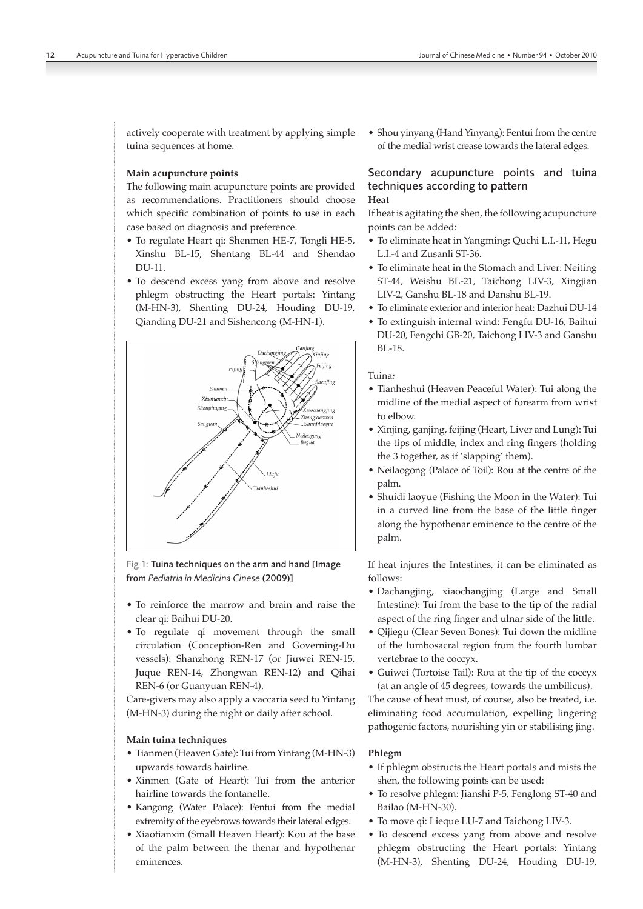actively cooperate with treatment by applying simple tuina sequences at home.

**Main acupuncture points**

The following main acupuncture points are provided as recommendations. Practitioners should choose which specific combination of points to use in each case based on diagnosis and preference.

- To regulate Heart qi: Shenmen HE-7, Tongli HE-5, Xinshu BL-15, Shentang BL-44 and Shendao DU-11.
- To descend excess yang from above and resolve phlegm obstructing the Heart portals: Yintang (M-HN-3), Shenting DU-24, Houding DU-19, Qianding DU-21 and Sishencong (M-HN-1).

Fig 1: Tuina techniques on the arm and hand [Image from *Pediatria in Medicina Cinese* (2009)]

- To reinforce the marrow and brain and raise the clear qi: Baihui DU-20.
- To regulate qi movement through the small circulation (Conception-Ren and Governing-Du vessels): Shanzhong REN-17 (or Jiuwei REN-15, Juque REN-14, Zhongwan REN-12) and Qihai REN-6 (or Guanyuan REN-4).

Care-givers may also apply a vaccaria seed to Yintang (M-HN-3) during the night or daily after school.

**Main tuina techniques**

- Tianmen (Heaven Gate): Tui from Yintang (M-HN-3) upwards towards hairline.
- Xinmen (Gate of Heart): Tui from the anterior hairline towards the fontanelle.
- Kangong (Water Palace): Fentui from the medial extremity of the eyebrows towards their lateral edges.
- Xiaotianxin (Small Heaven Heart): Kou at the base of the palm between the thenar and hypothenar eminences.
- Shou yinyang (Hand Yinyang): Fentui from the centre of the medial wrist crease towards the lateral edges.

## Secondary acupuncture points and tuina techniques according to pattern

**Heat**

If heat is agitating the shen, the following acupuncture points can be added:

- To eliminate heat in Yangming: Quchi L.I.-11, Hegu L.I.-4 and Zusanli ST-36.
- To eliminate heat in the Stomach and Liver: Neiting ST-44, Weishu BL-21, Taichong LIV-3, Xingjian LIV-2, Ganshu BL-18 and Danshu BL-19.
- To eliminate exterior and interior heat: Dazhui DU-14
- To extinguish internal wind: Fengfu DU-16, Baihui DU-20, Fengchi GB-20, Taichong LIV-3 and Ganshu BL-18.

Tuina*:*

- Tianheshui (Heaven Peaceful Water): Tui along the midline of the medial aspect of forearm from wrist to elbow.
- Xinjing, ganjing, feijing (Heart, Liver and Lung): Tui the tips of middle, index and ring fingers (holding the 3 together, as if 'slapping' them).
- Neilaogong (Palace of Toil): Rou at the centre of the palm.
- Shuidi laoyue (Fishing the Moon in the Water): Tui in a curved line from the base of the little finger along the hypothenar eminence to the centre of the palm.

If heat injures the Intestines, it can be eliminated as follows:

- Dachangjing, xiaochangjing (Large and Small Intestine): Tui from the base to the tip of the radial aspect of the ring finger and ulnar side of the little.
- Qijiegu (Clear Seven Bones): Tui down the midline of the lumbosacral region from the fourth lumbar vertebrae to the coccyx.
- Guiwei (Tortoise Tail): Rou at the tip of the coccyx (at an angle of 45 degrees, towards the umbilicus).

The cause of heat must, of course, also be treated, i.e. eliminating food accumulation, expelling lingering pathogenic factors, nourishing yin or stabilising jing.

**Phlegm**

- If phlegm obstructs the Heart portals and mists the shen, the following points can be used:
- To resolve phlegm: Jianshi P-5, Fenglong ST-40 and Bailao (M-HN-30).
- To move qi: Lieque LU-7 and Taichong LIV-3.
- To descend excess yang from above and resolve phlegm obstructing the Heart portals: Yintang (M-HN-3), Shenting DU-24, Houding DU-19,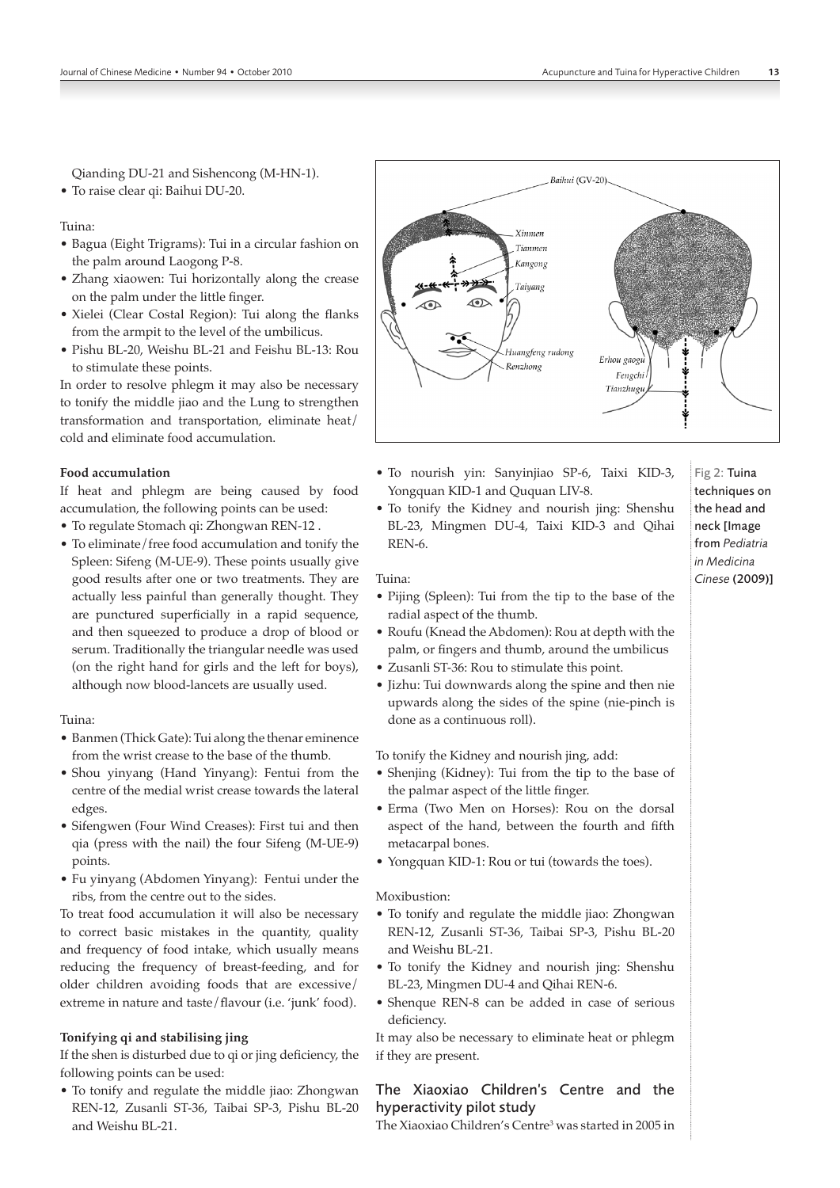Qianding DU-21 and Sishencong (M-HN-1).

- To raise clear qi: Baihui DU-20.

Tuina:

- Bagua (Eight Trigrams): Tui in a circular fashion on the palm around Laogong P-8.
- Zhang xiaowen: Tui horizontally along the crease on the palm under the little finger.
- Xielei (Clear Costal Region): Tui along the flanks from the armpit to the level of the umbilicus.
- Pishu BL-20, Weishu BL-21 and Feishu BL-13: Rou to stimulate these points.

In order to resolve phlegm it may also be necessary to tonify the middle jiao and the Lung to strengthen transformation and transportation, eliminate heat/cold and eliminate food accumulation.

**Food accumulation**

If heat and phlegm are being caused by food accumulation, the following points can be used:

- To regulate Stomach qi: Zhongwan REN-12 .
- To eliminate/free food accumulation and tonify the Spleen: Sifeng (M-UE-9). These points usually give good results after one or two treatments. They are actually less painful than generally thought. They are punctured superficially in a rapid sequence, and then squeezed to produce a drop of blood or serum. Traditionally the triangular needle was used (on the right hand for girls and the left for boys), although now blood-lancets are usually used.

Tuina:

- Banmen (Thick Gate): Tui along the thenar eminence from the wrist crease to the base of the thumb.
- Shou yinyang (Hand Yinyang): Fentui from the centre of the medial wrist crease towards the lateral edges.
- Sifengwen (Four Wind Creases): First tui and then qia (press with the nail) the four Sifeng (M-UE-9) points.
- Fu yinyang (Abdomen Yinyang): Fentui under the ribs, from the centre out to the sides.

To treat food accumulation it will also be necessary to correct basic mistakes in the quantity, quality and frequency of food intake, which usually means reducing the frequency of breast-feeding, and for older children avoiding foods that are excessive/extreme in nature and taste/flavour (i.e. 'junk' food).

**Tonifying qi and stabilising jing**

If the shen is disturbed due to qi or jing deficiency, the following points can be used:

- To tonify and regulate the middle jiao: Zhongwan REN-12, Zusanli ST-36, Taibai SP-3, Pishu BL-20 and Weishu BL-21.
- To nourish yin: Sanyinjiao SP-6, Taixi KID-3, Yongquan KID-1 and Ququan LIV-8.
- To tonify the Kidney and nourish jing: Shenshu BL-23, Mingmen DU-4, Taixi KID-3 and Qihai REN-6.

Tuina:

- Pijing (Spleen): Tui from the tip to the base of the radial aspect of the thumb.
- Roufu (Knead the Abdomen): Rou at depth with the palm, or fingers and thumb, around the umbilicus
- Zusanli ST-36: Rou to stimulate this point.
- Jizhu: Tui downwards along the spine and then nie upwards along the sides of the spine (nie-pinch is done as a continuous roll).

To tonify the Kidney and nourish jing, add:

- Shenjing (Kidney): Tui from the tip to the base of the palmar aspect of the little finger.
- Erma (Two Men on Horses): Rou on the dorsal aspect of the hand, between the fourth and fifth metacarpal bones.
- Yongquan KID-1: Rou or tui (towards the toes).

Moxibustion:

- To tonify and regulate the middle jiao: Zhongwan REN-12, Zusanli ST-36, Taibai SP-3, Pishu BL-20 and Weishu BL-21.
- To tonify the Kidney and nourish jing: Shenshu BL-23, Mingmen DU-4 and Qihai REN-6.
- Shenque REN-8 can be added in case of serious deficiency.

It may also be necessary to eliminate heat or phlegm if they are present.

Fig 2: Tuina techniques on the head and neck [Image from *Pediatria in Medicina Cinese* (2009)]

## The Xiaoxiao Children's Centre and the hyperactivity pilot study

The Xiaoxiao Children's Centre[3] was started in 2005 in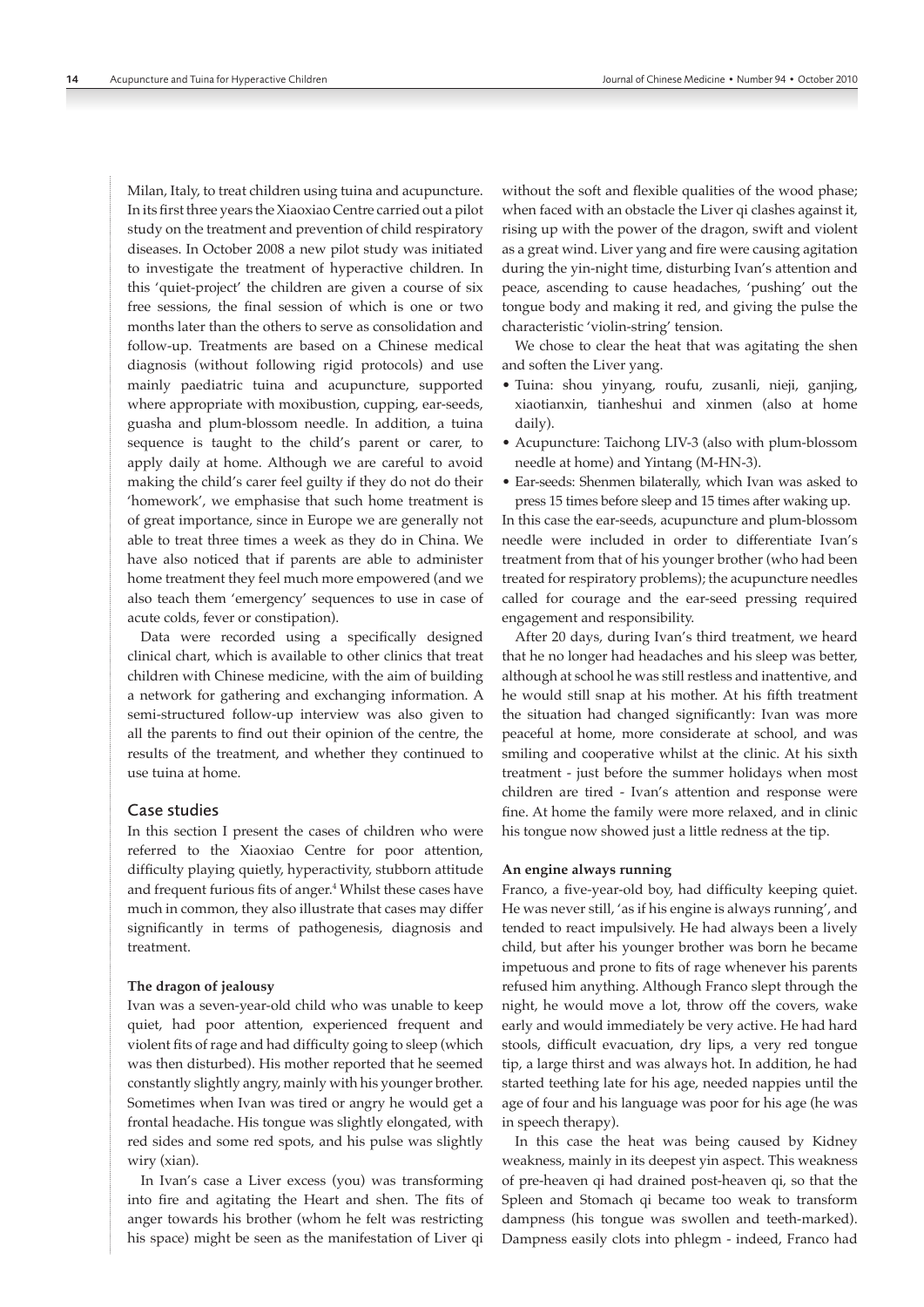Milan, Italy, to treat children using tuina and acupuncture. In its first three years the Xiaoxiao Centre carried out a pilot study on the treatment and prevention of child respiratory diseases. In October 2008 a new pilot study was initiated to investigate the treatment of hyperactive children. In this 'quiet-project' the children are given a course of six free sessions, the final session of which is one or two months later than the others to serve as consolidation and follow-up. Treatments are based on a Chinese medical diagnosis (without following rigid protocols) and use mainly paediatric tuina and acupuncture, supported where appropriate with moxibustion, cupping, ear-seeds, guasha and plum-blossom needle. In addition, a tuina sequence is taught to the child's parent or carer, to apply daily at home. Although we are careful to avoid making the child's carer feel guilty if they do not do their 'homework', we emphasise that such home treatment is of great importance, since in Europe we are generally not able to treat three times a week as they do in China. We have also noticed that if parents are able to administer home treatment they feel much more empowered (and we also teach them 'emergency' sequences to use in case of acute colds, fever or constipation).

Data were recorded using a specifically designed clinical chart, which is available to other clinics that treat children with Chinese medicine, with the aim of building a network for gathering and exchanging information. A semi-structured follow-up interview was also given to all the parents to find out their opinion of the centre, the results of the treatment, and whether they continued to use tuina at home.

## Case studies

In this section I present the cases of children who were referred to the Xiaoxiao Centre for poor attention, difficulty playing quietly, hyperactivity, stubborn attitude and frequent furious fits of anger.[4] Whilst these cases have much in common, they also illustrate that cases may differ significantly in terms of pathogenesis, diagnosis and treatment.

### The dragon of jealousy

Ivan was a seven-year-old child who was unable to keep quiet, had poor attention, experienced frequent and violent fits of rage and had difficulty going to sleep (which was then disturbed). His mother reported that he seemed constantly slightly angry, mainly with his younger brother. Sometimes when Ivan was tired or angry he would get a frontal headache. His tongue was slightly elongated, with red sides and some red spots, and his pulse was slightly wiry (xian).

In Ivan's case a Liver excess (you) was transforming into fire and agitating the Heart and shen. The fits of anger towards his brother (whom he felt was restricting his space) might be seen as the manifestation of Liver qi without the soft and flexible qualities of the wood phase; when faced with an obstacle the Liver qi clashes against it, rising up with the power of the dragon, swift and violent as a great wind. Liver yang and fire were causing agitation during the yin-night time, disturbing Ivan's attention and peace, ascending to cause headaches, 'pushing' out the tongue body and making it red, and giving the pulse the characteristic 'violin-string' tension.

We chose to clear the heat that was agitating the shen and soften the Liver yang.

- Tuina: shou yinyang, roufu, zusanli, nieji, ganjing, xiaotianxin, tianheshui and xinmen (also at home daily).
- Acupuncture: Taichong LIV-3 (also with plum-blossom needle at home) and Yintang (M-HN-3).
- Ear-seeds: Shenmen bilaterally, which Ivan was asked to press 15 times before sleep and 15 times after waking up.

In this case the ear-seeds, acupuncture and plum-blossom needle were included in order to differentiate Ivan's treatment from that of his younger brother (who had been treated for respiratory problems); the acupuncture needles called for courage and the ear-seed pressing required engagement and responsibility.

After 20 days, during Ivan's third treatment, we heard that he no longer had headaches and his sleep was better, although at school he was still restless and inattentive, and he would still snap at his mother. At his fifth treatment the situation had changed significantly: Ivan was more peaceful at home, more considerate at school, and was smiling and cooperative whilst at the clinic. At his sixth treatment - just before the summer holidays when most children are tired - Ivan's attention and response were fine. At home the family were more relaxed, and in clinic his tongue now showed just a little redness at the tip.

### An engine always running

Franco, a five-year-old boy, had difficulty keeping quiet. He was never still, 'as if his engine is always running', and tended to react impulsively. He had always been a lively child, but after his younger brother was born he became impetuous and prone to fits of rage whenever his parents refused him anything. Although Franco slept through the night, he would move a lot, throw off the covers, wake early and would immediately be very active. He had hard stools, difficult evacuation, dry lips, a very red tongue tip, a large thirst and was always hot. In addition, he had started teething late for his age, needed nappies until the age of four and his language was poor for his age (he was in speech therapy).

In this case the heat was being caused by Kidney weakness, mainly in its deepest yin aspect. This weakness of pre-heaven qi had drained post-heaven qi, so that the Spleen and Stomach qi became too weak to transform dampness (his tongue was swollen and teeth-marked). Dampness easily clots into phlegm - indeed, Franco had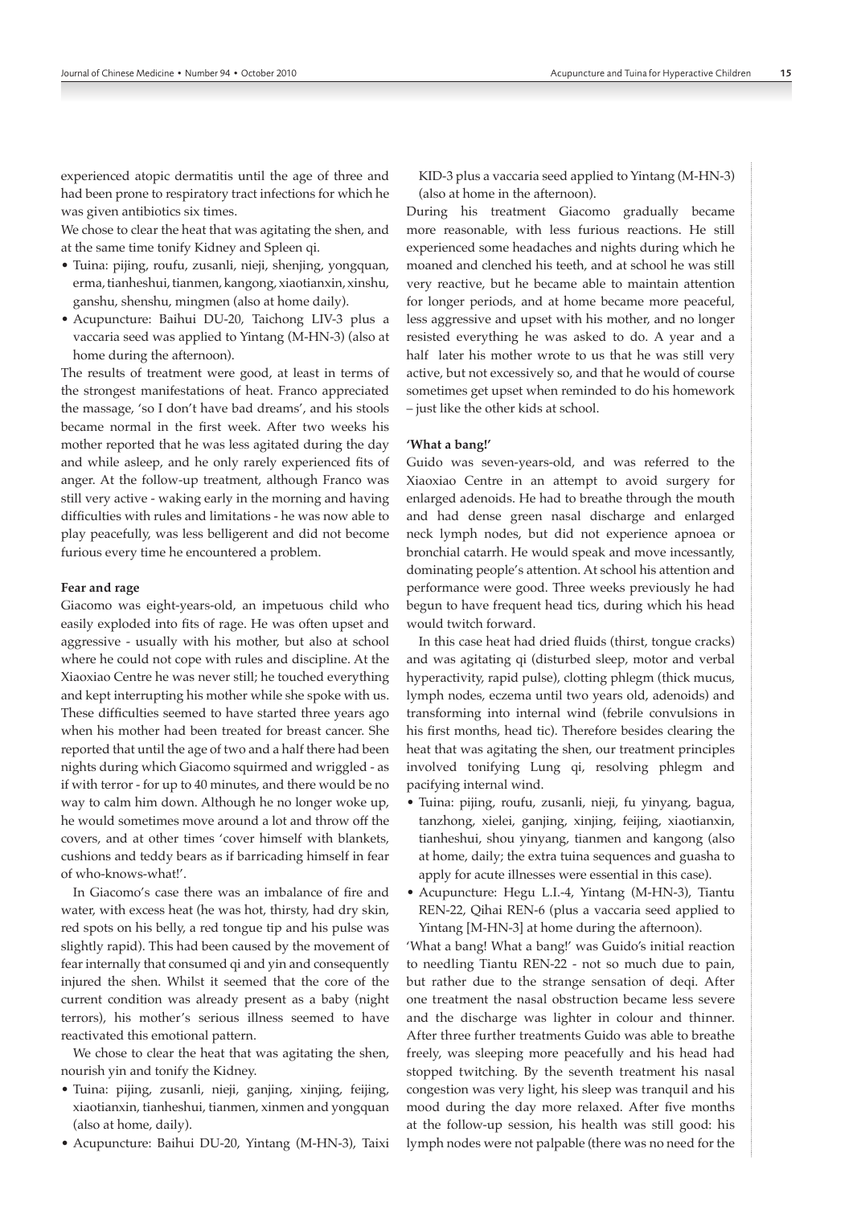experienced atopic dermatitis until the age of three and had been prone to respiratory tract infections for which he was given antibiotics six times.

We chose to clear the heat that was agitating the shen, and at the same time tonify Kidney and Spleen qi.

- Tuina: pijing, roufu, zusanli, nieji, shenjing, yongquan, erma, tianheshui, tianmen, kangong, xiaotianxin, xinshu, ganshu, shenshu, mingmen (also at home daily).
- Acupuncture: Baihui DU-20, Taichong LIV-3 plus a vaccaria seed was applied to Yintang (M-HN-3) (also at home during the afternoon).

The results of treatment were good, at least in terms of the strongest manifestations of heat. Franco appreciated the massage, 'so I don't have bad dreams', and his stools became normal in the first week. After two weeks his mother reported that he was less agitated during the day and while asleep, and he only rarely experienced fits of anger. At the follow-up treatment, although Franco was still very active - waking early in the morning and having difficulties with rules and limitations - he was now able to play peacefully, was less belligerent and did not become furious every time he encountered a problem.

**Fear and rage**

Giacomo was eight-years-old, an impetuous child who easily exploded into fits of rage. He was often upset and aggressive - usually with his mother, but also at school where he could not cope with rules and discipline. At the Xiaoxiao Centre he was never still; he touched everything and kept interrupting his mother while she spoke with us. These difficulties seemed to have started three years ago when his mother had been treated for breast cancer. She reported that until the age of two and a half there had been nights during which Giacomo squirmed and wriggled - as if with terror - for up to 40 minutes, and there would be no way to calm him down. Although he no longer woke up, he would sometimes move around a lot and throw off the covers, and at other times 'cover himself with blankets, cushions and teddy bears as if barricading himself in fear of who-knows-what!'.

In Giacomo's case there was an imbalance of fire and water, with excess heat (he was hot, thirsty, had dry skin, red spots on his belly, a red tongue tip and his pulse was slightly rapid). This had been caused by the movement of fear internally that consumed qi and yin and consequently injured the shen. Whilst it seemed that the core of the current condition was already present as a baby (night terrors), his mother's serious illness seemed to have reactivated this emotional pattern.

We chose to clear the heat that was agitating the shen, nourish yin and tonify the Kidney.

- Tuina: pijing, zusanli, nieji, ganjing, xinjing, feijing, xiaotianxin, tianheshui, tianmen, xinmen and yongquan (also at home, daily).
- Acupuncture: Baihui DU-20, Yintang (M-HN-3), Taixi KID-3 plus a vaccaria seed applied to Yintang (M-HN-3) (also at home in the afternoon).

During his treatment Giacomo gradually became more reasonable, with less furious reactions. He still experienced some headaches and nights during which he moaned and clenched his teeth, and at school he was still very reactive, but he became able to maintain attention for longer periods, and at home became more peaceful, less aggressive and upset with his mother, and no longer resisted everything he was asked to do. A year and a half later his mother wrote to us that he was still very active, but not excessively so, and that he would of course sometimes get upset when reminded to do his homework – just like the other kids at school.

**'What a bang!'**

Guido was seven-years-old, and was referred to the Xiaoxiao Centre in an attempt to avoid surgery for enlarged adenoids. He had to breathe through the mouth and had dense green nasal discharge and enlarged neck lymph nodes, but did not experience apnoea or bronchial catarrh. He would speak and move incessantly, dominating people's attention. At school his attention and performance were good. Three weeks previously he had begun to have frequent head tics, during which his head would twitch forward.

In this case heat had dried fluids (thirst, tongue cracks) and was agitating qi (disturbed sleep, motor and verbal hyperactivity, rapid pulse), clotting phlegm (thick mucus, lymph nodes, eczema until two years old, adenoids) and transforming into internal wind (febrile convulsions in his first months, head tic). Therefore besides clearing the heat that was agitating the shen, our treatment principles involved tonifying Lung qi, resolving phlegm and pacifying internal wind.

- Tuina: pijing, roufu, zusanli, nieji, fu yinyang, bagua, tanzhong, xielei, ganjing, xinjing, feijing, xiaotianxin, tianheshui, shou yinyang, tianmen and kangong (also at home, daily; the extra tuina sequences and guasha to apply for acute illnesses were essential in this case).
- Acupuncture: Hegu L.I.-4, Yintang (M-HN-3), Tiantu REN-22, Qihai REN-6 (plus a vaccaria seed applied to Yintang [M-HN-3] at home during the afternoon).

'What a bang! What a bang!' was Guido's initial reaction to needling Tiantu REN-22 - not so much due to pain, but rather due to the strange sensation of deqi. After one treatment the nasal obstruction became less severe and the discharge was lighter in colour and thinner. After three further treatments Guido was able to breathe freely, was sleeping more peacefully and his head had stopped twitching. By the seventh treatment his nasal congestion was very light, his sleep was tranquil and his mood during the day more relaxed. After five months at the follow-up session, his health was still good: his lymph nodes were not palpable (there was no need for the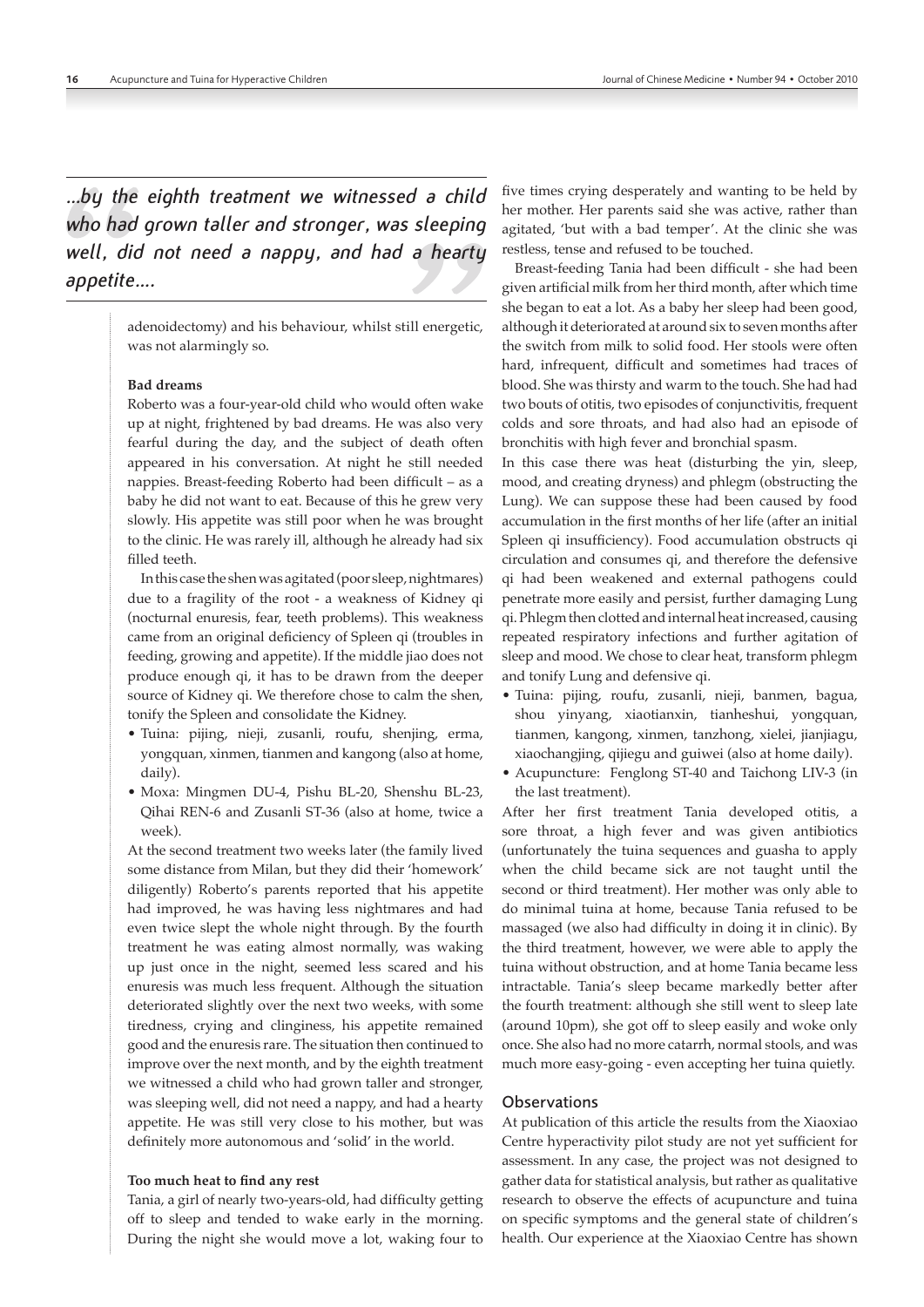> *...by the eighth treatment we witnessed a child who had grown taller and stronger, was sleeping well, did not need a nappy, and had a hearty appetite....*

adenoidectomy) and his behaviour, whilst still energetic, was not alarmingly so.

**Bad dreams**

Roberto was a four-year-old child who would often wake up at night, frightened by bad dreams. He was also very fearful during the day, and the subject of death often appeared in his conversation. At night he still needed nappies. Breast-feeding Roberto had been difficult – as a baby he did not want to eat. Because of this he grew very slowly. His appetite was still poor when he was brought to the clinic. He was rarely ill, although he already had six filled teeth.

In this case the shen was agitated (poor sleep, nightmares) due to a fragility of the root - a weakness of Kidney qi (nocturnal enuresis, fear, teeth problems). This weakness came from an original deficiency of Spleen qi (troubles in feeding, growing and appetite). If the middle jiao does not produce enough qi, it has to be drawn from the deeper source of Kidney qi. We therefore chose to calm the shen, tonify the Spleen and consolidate the Kidney.

- Tuina: pijing, nieji, zusanli, roufu, shenjing, erma, yongquan, xinmen, tianmen and kangong (also at home, daily).
- Moxa: Mingmen DU-4, Pishu BL-20, Shenshu BL-23, Qihai REN-6 and Zusanli ST-36 (also at home, twice a week).

At the second treatment two weeks later (the family lived some distance from Milan, but they did their 'homework' diligently) Roberto's parents reported that his appetite had improved, he was having less nightmares and had even twice slept the whole night through. By the fourth treatment he was eating almost normally, was waking up just once in the night, seemed less scared and his enuresis was much less frequent. Although the situation deteriorated slightly over the next two weeks, with some tiredness, crying and clinginess, his appetite remained good and the enuresis rare. The situation then continued to improve over the next month, and by the eighth treatment we witnessed a child who had grown taller and stronger, was sleeping well, did not need a nappy, and had a hearty appetite. He was still very close to his mother, but was definitely more autonomous and 'solid' in the world.

**Too much heat to find any rest**

Tania, a girl of nearly two-years-old, had difficulty getting off to sleep and tended to wake early in the morning. During the night she would move a lot, waking four to five times crying desperately and wanting to be held by her mother. Her parents said she was active, rather than agitated, 'but with a bad temper'. At the clinic she was restless, tense and refused to be touched.

Breast-feeding Tania had been difficult - she had been given artificial milk from her third month, after which time she began to eat a lot. As a baby her sleep had been good, although it deteriorated at around six to seven months after the switch from milk to solid food. Her stools were often hard, infrequent, difficult and sometimes had traces of blood. She was thirsty and warm to the touch. She had had two bouts of otitis, two episodes of conjunctivitis, frequent colds and sore throats, and had also had an episode of bronchitis with high fever and bronchial spasm.

In this case there was heat (disturbing the yin, sleep, mood, and creating dryness) and phlegm (obstructing the Lung). We can suppose these had been caused by food accumulation in the first months of her life (after an initial Spleen qi insufficiency). Food accumulation obstructs qi circulation and consumes qi, and therefore the defensive qi had been weakened and external pathogens could penetrate more easily and persist, further damaging Lung qi. Phlegm then clotted and internal heat increased, causing repeated respiratory infections and further agitation of sleep and mood. We chose to clear heat, transform phlegm and tonify Lung and defensive qi.

- Tuina: pijing, roufu, zusanli, nieji, banmen, bagua, shou yinyang, xiaotianxin, tianheshui, yongquan, tianmen, kangong, xinmen, tanzhong, xielei, jianjiagu, xiaochangjing, qijiegu and guiwei (also at home daily).
- Acupuncture: Fenglong ST-40 and Taichong LIV-3 (in the last treatment).

After her first treatment Tania developed otitis, a sore throat, a high fever and was given antibiotics (unfortunately the tuina sequences and guasha to apply when the child became sick are not taught until the second or third treatment). Her mother was only able to do minimal tuina at home, because Tania refused to be massaged (we also had difficulty in doing it in clinic). By the third treatment, however, we were able to apply the tuina without obstruction, and at home Tania became less intractable. Tania's sleep became markedly better after the fourth treatment: although she still went to sleep late (around 10pm), she got off to sleep easily and woke only once. She also had no more catarrh, normal stools, and was much more easy-going - even accepting her tuina quietly.

## Observations

At publication of this article the results from the Xiaoxiao Centre hyperactivity pilot study are not yet sufficient for assessment. In any case, the project was not designed to gather data for statistical analysis, but rather as qualitative research to observe the effects of acupuncture and tuina on specific symptoms and the general state of children's health. Our experience at the Xiaoxiao Centre has shown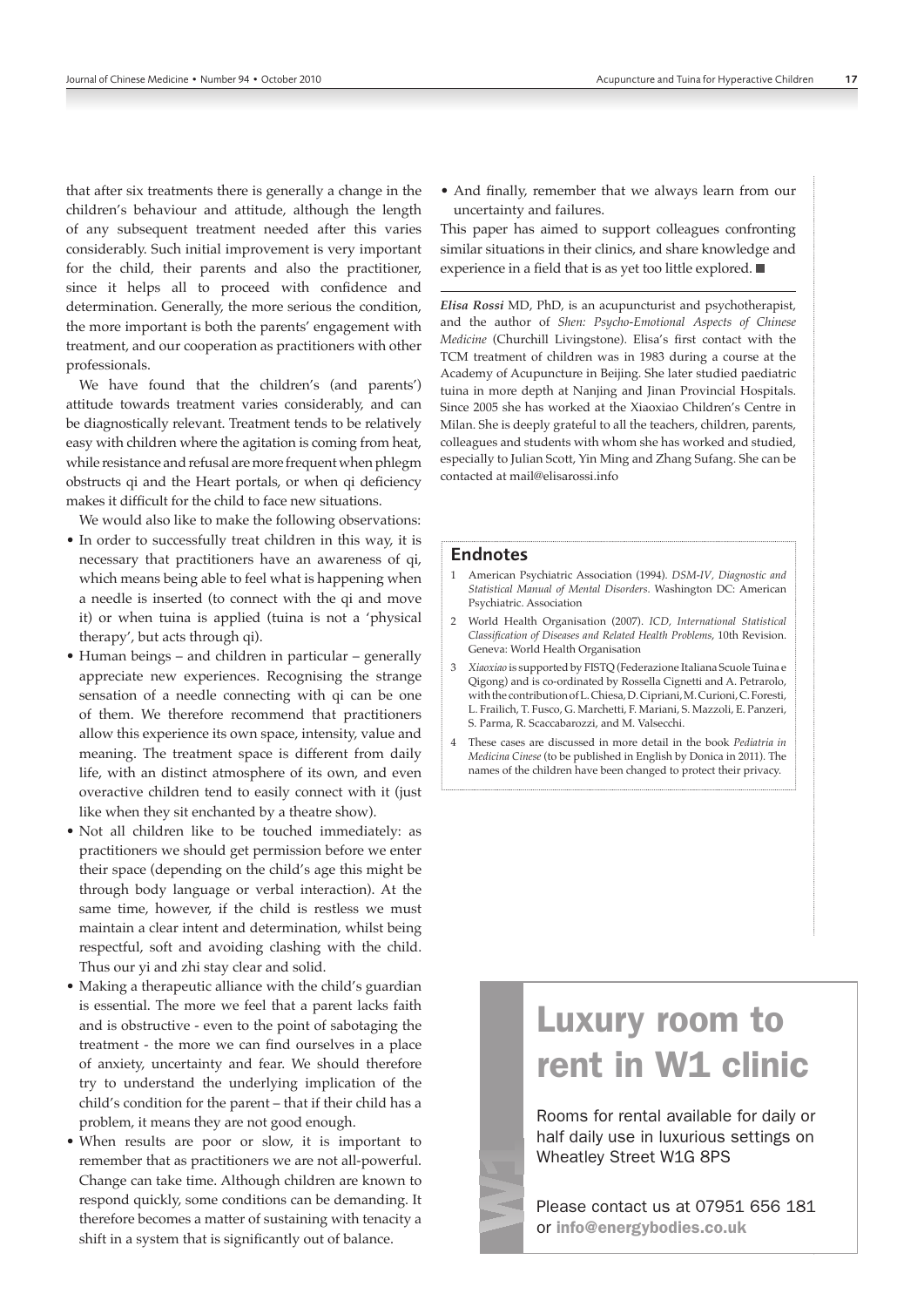that after six treatments there is generally a change in the children's behaviour and attitude, although the length of any subsequent treatment needed after this varies considerably. Such initial improvement is very important for the child, their parents and also the practitioner, since it helps all to proceed with confidence and determination. Generally, the more serious the condition, the more important is both the parents' engagement with treatment, and our cooperation as practitioners with other professionals.

We have found that the children's (and parents') attitude towards treatment varies considerably, and can be diagnostically relevant. Treatment tends to be relatively easy with children where the agitation is coming from heat, while resistance and refusal are more frequent when phlegm obstructs qi and the Heart portals, or when qi deficiency makes it difficult for the child to face new situations.

We would also like to make the following observations:

- In order to successfully treat children in this way, it is necessary that practitioners have an awareness of qi, which means being able to feel what is happening when a needle is inserted (to connect with the qi and move it) or when tuina is applied (tuina is not a 'physical therapy', but acts through qi).
- Human beings – and children in particular – generally appreciate new experiences. Recognising the strange sensation of a needle connecting with qi can be one of them. We therefore recommend that practitioners allow this experience its own space, intensity, value and meaning. The treatment space is different from daily life, with an distinct atmosphere of its own, and even overactive children tend to easily connect with it (just like when they sit enchanted by a theatre show).
- Not all children like to be touched immediately: as practitioners we should get permission before we enter their space (depending on the child's age this might be through body language or verbal interaction). At the same time, however, if the child is restless we must maintain a clear intent and determination, whilst being respectful, soft and avoiding clashing with the child. Thus our yi and zhi stay clear and solid.
- Making a therapeutic alliance with the child's guardian is essential. The more we feel that a parent lacks faith and is obstructive - even to the point of sabotaging the treatment - the more we can find ourselves in a place of anxiety, uncertainty and fear. We should therefore try to understand the underlying implication of the child's condition for the parent – that if their child has a problem, it means they are not good enough.
- When results are poor or slow, it is important to remember that as practitioners we are not all-powerful. Change can take time. Although children are known to respond quickly, some conditions can be demanding. It therefore becomes a matter of sustaining with tenacity a shift in a system that is significantly out of balance.
- And finally, remember that we always learn from our uncertainty and failures.

This paper has aimed to support colleagues confronting similar situations in their clinics, and share knowledge and experience in a field that is as yet too little explored. ■

---

***Elisa Rossi*** MD, PhD, is an acupuncturist and psychotherapist, and the author of *Shen: Psycho-Emotional Aspects of Chinese Medicine* (Churchill Livingstone). Elisa's first contact with the TCM treatment of children was in 1983 during a course at the Academy of Acupuncture in Beijing. She later studied paediatric tuina in more depth at Nanjing and Jinan Provincial Hospitals. Since 2005 she has worked at the Xiaoxiao Children's Centre in Milan. She is deeply grateful to all the teachers, children, parents, colleagues and students with whom she has worked and studied, especially to Julian Scott, Yin Ming and Zhang Sufang. She can be contacted at mail@elisarossi.info

## Endnotes

1. American Psychiatric Association (1994). *DSM-IV, Diagnostic and Statistical Manual of Mental Disorders*. Washington DC: American Psychiatric. Association
2. World Health Organisation (2007). *ICD, International Statistical Classification of Diseases and Related Health Problems*, 10th Revision. Geneva: World Health Organisation
3. *Xiaoxiao* is supported by FISTQ (Federazione Italiana Scuole Tuina e Qigong) and is co-ordinated by Rossella Cignetti and A. Petrarolo, with the contribution of L. Chiesa, D. Cipriani, M. Curioni, C. Foresti, L. Frailich, T. Fusco, G. Marchetti, F. Mariani, S. Mazzoli, E. Panzeri, S. Parma, R. Scaccabarozzi, and M. Valsecchi.
4. These cases are discussed in more detail in the book *Pediatria in Medicina Cinese* (to be published in English by Donica in 2011). The names of the children have been changed to protect their privacy.

---

**Luxury room to rent in W1 clinic**

Rooms for rental available for daily or half daily use in luxurious settings on Wheatley Street W1G 8PS

Please contact us at 07951 656 181 or **info@energybodies.co.uk**